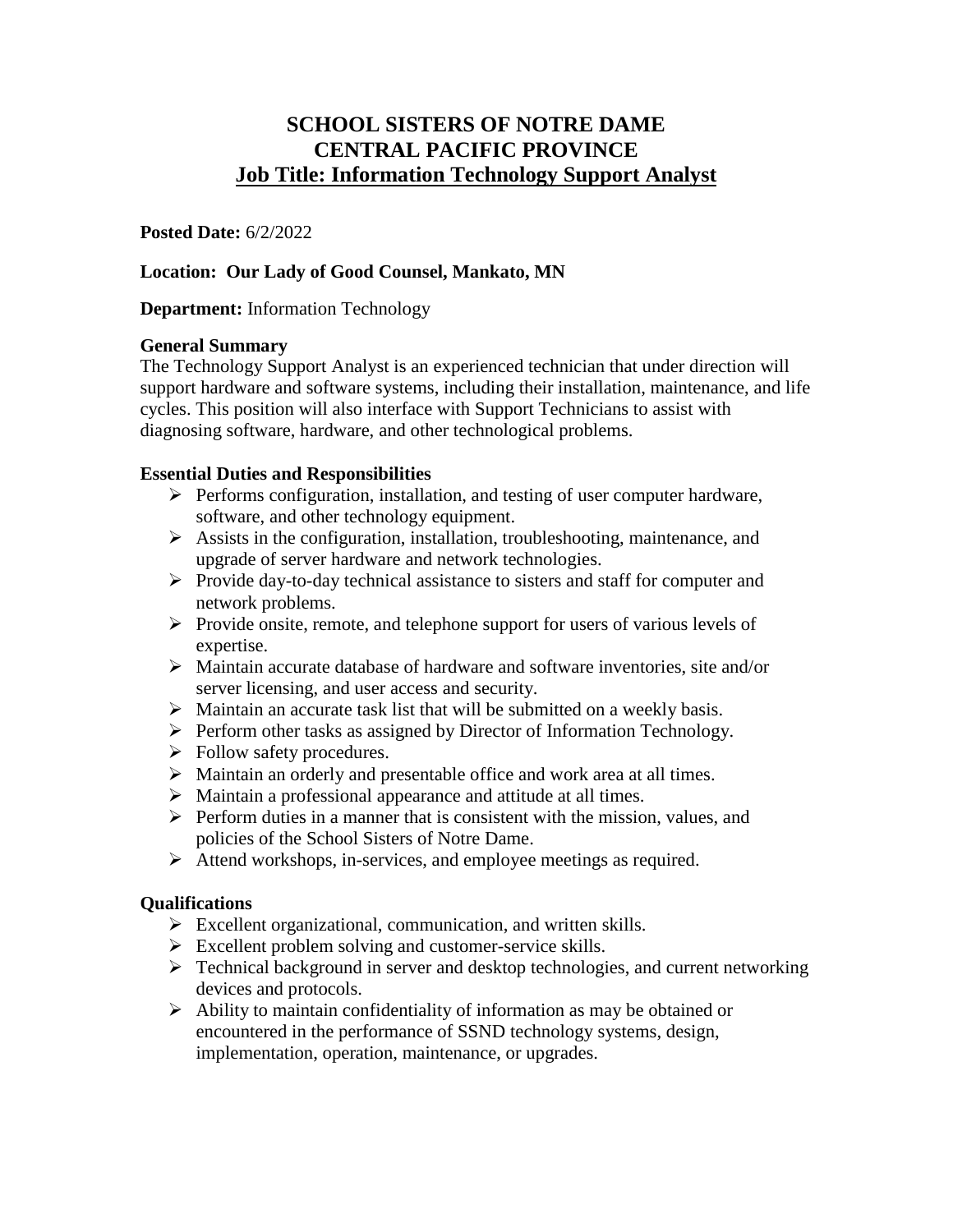# SCHOOL SISTERS OF NOTRE DAME
# CENTRAL PACIFIC PROVINCE
## Job Title: Information Technology Support Analyst

**Posted Date:** 6/2/2022

**Location: Our Lady of Good Counsel, Mankato, MN**

**Department:** Information Technology

### General Summary

The Technology Support Analyst is an experienced technician that under direction will support hardware and software systems, including their installation, maintenance, and life cycles. This position will also interface with Support Technicians to assist with diagnosing software, hardware, and other technological problems.

### Essential Duties and Responsibilities

- Performs configuration, installation, and testing of user computer hardware, software, and other technology equipment.
- Assists in the configuration, installation, troubleshooting, maintenance, and upgrade of server hardware and network technologies.
- Provide day-to-day technical assistance to sisters and staff for computer and network problems.
- Provide onsite, remote, and telephone support for users of various levels of expertise.
- Maintain accurate database of hardware and software inventories, site and/or server licensing, and user access and security.
- Maintain an accurate task list that will be submitted on a weekly basis.
- Perform other tasks as assigned by Director of Information Technology.
- Follow safety procedures.
- Maintain an orderly and presentable office and work area at all times.
- Maintain a professional appearance and attitude at all times.
- Perform duties in a manner that is consistent with the mission, values, and policies of the School Sisters of Notre Dame.
- Attend workshops, in-services, and employee meetings as required.

### Qualifications

- Excellent organizational, communication, and written skills.
- Excellent problem solving and customer-service skills.
- Technical background in server and desktop technologies, and current networking devices and protocols.
- Ability to maintain confidentiality of information as may be obtained or encountered in the performance of SSND technology systems, design, implementation, operation, maintenance, or upgrades.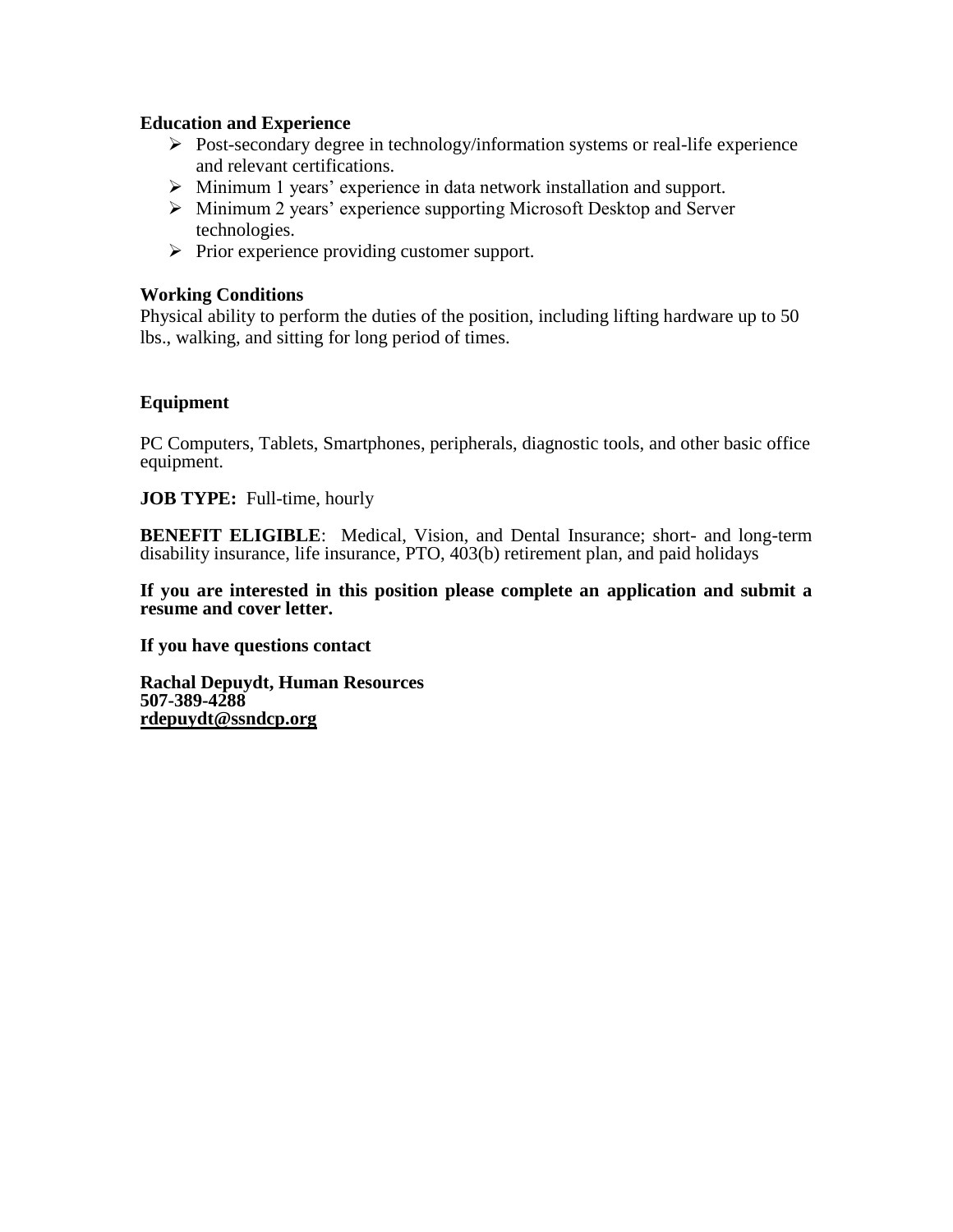**Education and Experience**

- Post-secondary degree in technology/information systems or real-life experience and relevant certifications.
- Minimum 1 years' experience in data network installation and support.
- Minimum 2 years' experience supporting Microsoft Desktop and Server technologies.
- Prior experience providing customer support.

**Working Conditions**

Physical ability to perform the duties of the position, including lifting hardware up to 50 lbs., walking, and sitting for long period of times.

**Equipment**

PC Computers, Tablets, Smartphones, peripherals, diagnostic tools, and other basic office equipment.

**JOB TYPE:** Full-time, hourly

**BENEFIT ELIGIBLE**: Medical, Vision, and Dental Insurance; short- and long-term disability insurance, life insurance, PTO, 403(b) retirement plan, and paid holidays

**If you are interested in this position please complete an application and submit a resume and cover letter.**

**If you have questions contact**

**Rachal Depuydt, Human Resources**
**507-389-4288**
**rdepuydt@ssndcp.org**